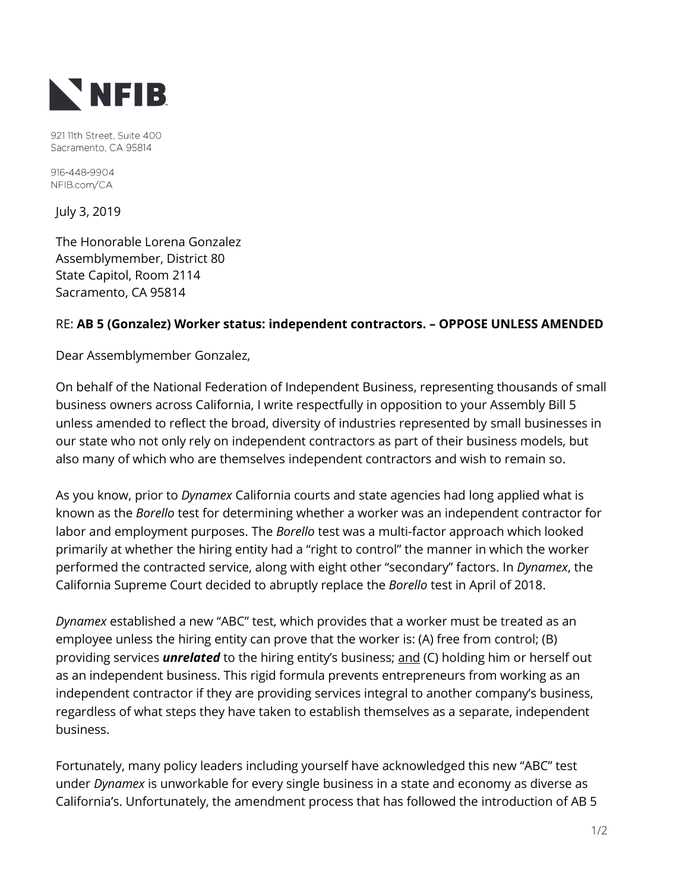NFIB

921 11th Street, Suite 400
Sacramento, CA 95814

916-448-9904
NFIB.com/CA

July 3, 2019

The Honorable Lorena Gonzalez
Assemblymember, District 80
State Capitol, Room 2114
Sacramento, CA 95814

RE: **AB 5 (Gonzalez) Worker status: independent contractors. – OPPOSE UNLESS AMENDED**

Dear Assemblymember Gonzalez,

On behalf of the National Federation of Independent Business, representing thousands of small business owners across California, I write respectfully in opposition to your Assembly Bill 5 unless amended to reflect the broad, diversity of industries represented by small businesses in our state who not only rely on independent contractors as part of their business models, but also many of which who are themselves independent contractors and wish to remain so.

As you know, prior to *Dynamex* California courts and state agencies had long applied what is known as the *Borello* test for determining whether a worker was an independent contractor for labor and employment purposes. The *Borello* test was a multi-factor approach which looked primarily at whether the hiring entity had a "right to control" the manner in which the worker performed the contracted service, along with eight other "secondary" factors. In *Dynamex*, the California Supreme Court decided to abruptly replace the *Borello* test in April of 2018.

*Dynamex* established a new "ABC" test, which provides that a worker must be treated as an employee unless the hiring entity can prove that the worker is: (A) free from control; (B) providing services ***unrelated*** to the hiring entity's business; <u>and</u> (C) holding him or herself out as an independent business. This rigid formula prevents entrepreneurs from working as an independent contractor if they are providing services integral to another company's business, regardless of what steps they have taken to establish themselves as a separate, independent business.

Fortunately, many policy leaders including yourself have acknowledged this new "ABC" test under *Dynamex* is unworkable for every single business in a state and economy as diverse as California's. Unfortunately, the amendment process that has followed the introduction of AB 5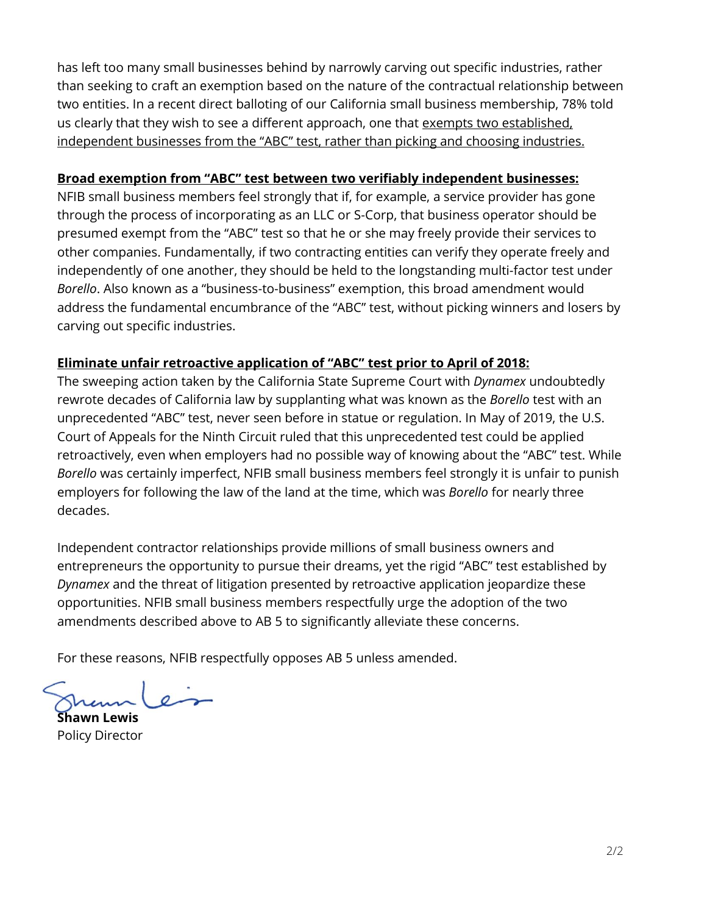has left too many small businesses behind by narrowly carving out specific industries, rather than seeking to craft an exemption based on the nature of the contractual relationship between two entities. In a recent direct balloting of our California small business membership, 78% told us clearly that they wish to see a different approach, one that <u>exempts two established, independent businesses from the "ABC" test, rather than picking and choosing industries.</u>

<u>**Broad exemption from "ABC" test between two verifiably independent businesses:**</u>
NFIB small business members feel strongly that if, for example, a service provider has gone through the process of incorporating as an LLC or S-Corp, that business operator should be presumed exempt from the "ABC" test so that he or she may freely provide their services to other companies. Fundamentally, if two contracting entities can verify they operate freely and independently of one another, they should be held to the longstanding multi-factor test under *Borello*. Also known as a "business-to-business" exemption, this broad amendment would address the fundamental encumbrance of the "ABC" test, without picking winners and losers by carving out specific industries.

<u>**Eliminate unfair retroactive application of "ABC" test prior to April of 2018:**</u>
The sweeping action taken by the California State Supreme Court with *Dynamex* undoubtedly rewrote decades of California law by supplanting what was known as the *Borello* test with an unprecedented "ABC" test, never seen before in statue or regulation. In May of 2019, the U.S. Court of Appeals for the Ninth Circuit ruled that this unprecedented test could be applied retroactively, even when employers had no possible way of knowing about the "ABC" test. While *Borello* was certainly imperfect, NFIB small business members feel strongly it is unfair to punish employers for following the law of the land at the time, which was *Borello* for nearly three decades.

Independent contractor relationships provide millions of small business owners and entrepreneurs the opportunity to pursue their dreams, yet the rigid "ABC" test established by *Dynamex* and the threat of litigation presented by retroactive application jeopardize these opportunities. NFIB small business members respectfully urge the adoption of the two amendments described above to AB 5 to significantly alleviate these concerns.

For these reasons, NFIB respectfully opposes AB 5 unless amended.

**Shawn Lewis**
Policy Director